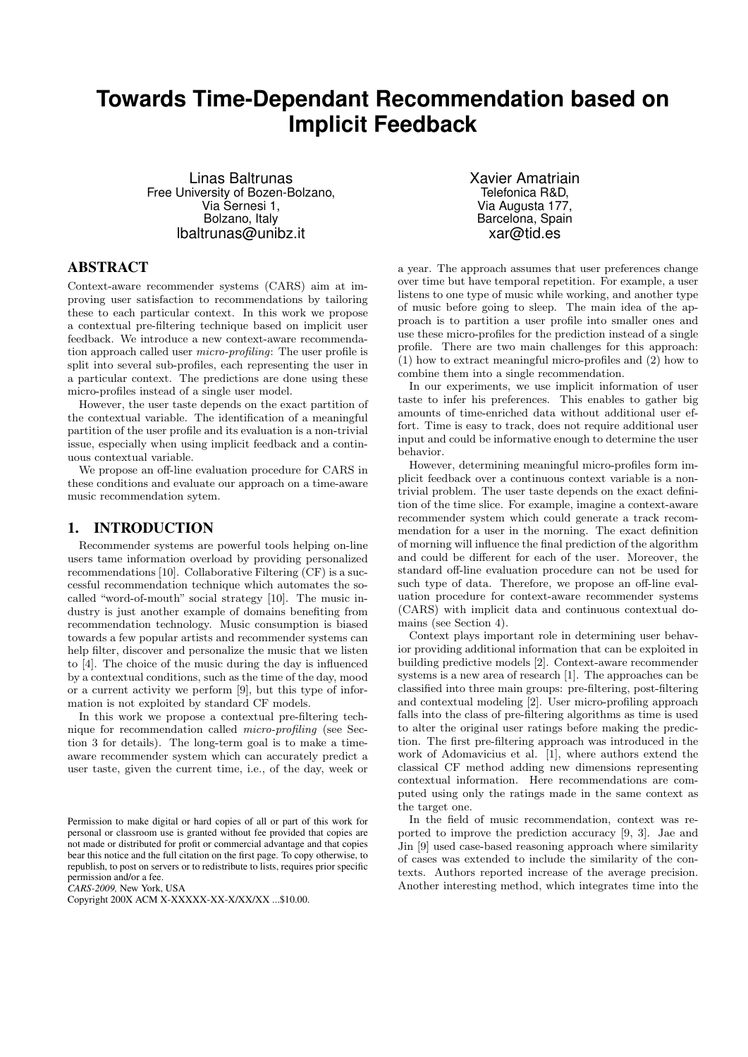# Towards Time-Dependant Recommendation based on Implicit Feedback

Linas Baltrunas
Free University of Bozen-Bolzano,
Via Sernesi 1,
Bolzano, Italy
lbaltrunas@unibz.it

Xavier Amatriain
Telefonica R&D,
Via Augusta 177,
Barcelona, Spain
xar@tid.es

## ABSTRACT

Context-aware recommender systems (CARS) aim at improving user satisfaction to recommendations by tailoring these to each particular context. In this work we propose a contextual pre-filtering technique based on implicit user feedback. We introduce a new context-aware recommendation approach called user *micro-profiling*: The user profile is split into several sub-profiles, each representing the user in a particular context. The predictions are done using these micro-profiles instead of a single user model.

However, the user taste depends on the exact partition of the contextual variable. The identification of a meaningful partition of the user profile and its evaluation is a non-trivial issue, especially when using implicit feedback and a continuous contextual variable.

We propose an off-line evaluation procedure for CARS in these conditions and evaluate our approach on a time-aware music recommendation sytem.

## 1. INTRODUCTION

Recommender systems are powerful tools helping on-line users tame information overload by providing personalized recommendations [10]. Collaborative Filtering (CF) is a successful recommendation technique which automates the so-called "word-of-mouth" social strategy [10]. The music industry is just another example of domains benefiting from recommendation technology. Music consumption is biased towards a few popular artists and recommender systems can help filter, discover and personalize the music that we listen to [4]. The choice of the music during the day is influenced by a contextual conditions, such as the time of the day, mood or a current activity we perform [9], but this type of information is not exploited by standard CF models.

In this work we propose a contextual pre-filtering technique for recommendation called *micro-profiling* (see Section 3 for details). The long-term goal is to make a time-aware recommender system which can accurately predict a user taste, given the current time, i.e., of the day, week or a year. The approach assumes that user preferences change over time but have temporal repetition. For example, a user listens to one type of music while working, and another type of music before going to sleep. The main idea of the approach is to partition a user profile into smaller ones and use these micro-profiles for the prediction instead of a single profile. There are two main challenges for this approach: (1) how to extract meaningful micro-profiles and (2) how to combine them into a single recommendation.

In our experiments, we use implicit information of user taste to infer his preferences. This enables to gather big amounts of time-enriched data without additional user effort. Time is easy to track, does not require additional user input and could be informative enough to determine the user behavior.

However, determining meaningful micro-profiles form implicit feedback over a continuous context variable is a non-trivial problem. The user taste depends on the exact definition of the time slice. For example, imagine a context-aware recommender system which could generate a track recommendation for a user in the morning. The exact definition of morning will influence the final prediction of the algorithm and could be different for each of the user. Moreover, the standard off-line evaluation procedure can not be used for such type of data. Therefore, we propose an off-line evaluation procedure for context-aware recommender systems (CARS) with implicit data and continuous contextual domains (see Section 4).

Context plays important role in determining user behavior providing additional information that can be exploited in building predictive models [2]. Context-aware recommender systems is a new area of research [1]. The approaches can be classified into three main groups: pre-filtering, post-filtering and contextual modeling [2]. User micro-profiling approach falls into the class of pre-filtering algorithms as time is used to alter the original user ratings before making the prediction. The first pre-filtering approach was introduced in the work of Adomavicius et al. [1], where authors extend the classical CF method adding new dimensions representing contextual information. Here recommendations are computed using only the ratings made in the same context as the target one.

In the field of music recommendation, context was reported to improve the prediction accuracy [9, 3]. Jae and Jin [9] used case-based reasoning approach where similarity of cases was extended to include the similarity of the contexts. Authors reported increase of the average precision. Another interesting method, which integrates time into the

Permission to make digital or hard copies of all or part of this work for personal or classroom use is granted without fee provided that copies are not made or distributed for profit or commercial advantage and that copies bear this notice and the full citation on the first page. To copy otherwise, to republish, to post on servers or to redistribute to lists, requires prior specific permission and/or a fee.
*CARS-2009,* New York, USA
Copyright 200X ACM X-XXXXX-XX-X/XX/XX ...$10.00.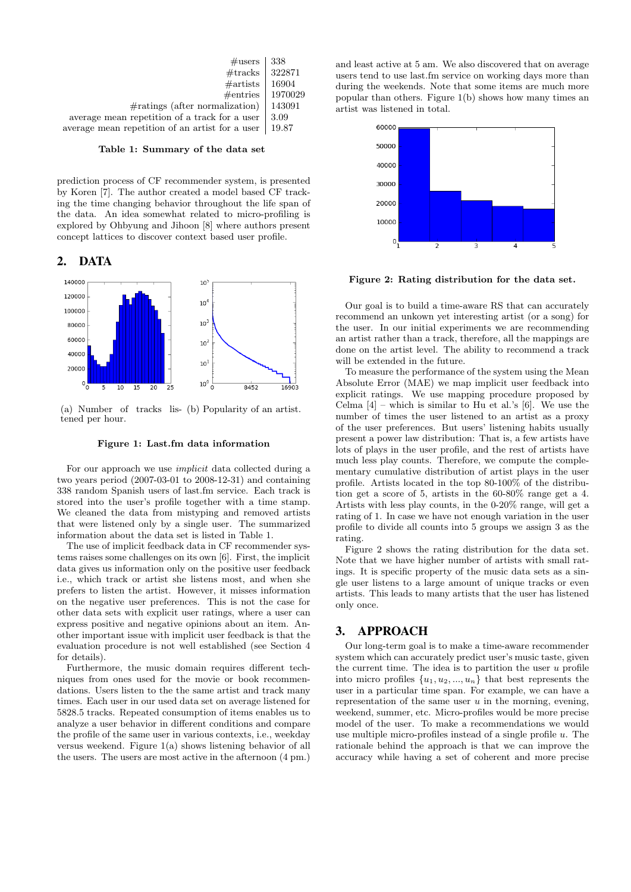| | |
|---|---|
| #users | 338 |
| #tracks | 322871 |
| #artists | 16904 |
| #entries | 1970029 |
| #ratings (after normalization) | 143091 |
| average mean repetition of a track for a user | 3.09 |
| average mean repetition of an artist for a user | 19.87 |

**Table 1: Summary of the data set**

prediction process of CF recommender system, is presented by Koren [7]. The author created a model based CF tracking the time changing behavior throughout the life span of the data. An idea somewhat related to micro-profiling is explored by Ohbyung and Jihoon [8] where authors present concept lattices to discover context based user profile.

## 2. DATA

(a) Number of tracks listened per hour. (b) Popularity of an artist.

**Figure 1: Last.fm data information**

For our approach we use *implicit* data collected during a two years period (2007-03-01 to 2008-12-31) and containing 338 random Spanish users of last.fm service. Each track is stored into the user's profile together with a time stamp. We cleaned the data from mistyping and removed artists that were listened only by a single user. The summarized information about the data set is listed in Table 1.

The use of implicit feedback data in CF recommender systems raises some challenges on its own [6]. First, the implicit data gives us information only on the positive user feedback i.e., which track or artist she listens most, and when she prefers to listen the artist. However, it misses information on the negative user preferences. This is not the case for other data sets with explicit user ratings, where a user can express positive and negative opinions about an item. Another important issue with implicit user feedback is that the evaluation procedure is not well established (see Section 4 for details).

Furthermore, the music domain requires different techniques from ones used for the movie or book recommendations. Users listen to the the same artist and track many times. Each user in our used data set on average listened for 5828.5 tracks. Repeated consumption of items enables us to analyze a user behavior in different conditions and compare the profile of the same user in various contexts, i.e., weekday versus weekend. Figure 1(a) shows listening behavior of all the users. The users are most active in the afternoon (4 pm.) and least active at 5 am. We also discovered that on average users tend to use last.fm service on working days more than during the weekends. Note that some items are much more popular than others. Figure 1(b) shows how many times an artist was listened in total.

**Figure 2: Rating distribution for the data set.**

Our goal is to build a time-aware RS that can accurately recommend an unkown yet interesting artist (or a song) for the user. In our initial experiments we are recommending an artist rather than a track, therefore, all the mappings are done on the artist level. The ability to recommend a track will be extended in the future.

To measure the performance of the system using the Mean Absolute Error (MAE) we map implicit user feedback into explicit ratings. We use mapping procedure proposed by Celma [4] – which is similar to Hu et al.'s [6]. We use the number of times the user listened to an artist as a proxy of the user preferences. But users' listening habits usually present a power law distribution: That is, a few artists have lots of plays in the user profile, and the rest of artists have much less play counts. Therefore, we compute the complementary cumulative distribution of artist plays in the user profile. Artists located in the top 80-100% of the distribution get a score of 5, artists in the 60-80% range get a 4. Artists with less play counts, in the 0-20% range, will get a rating of 1. In case we have not enough variation in the user profile to divide all counts into 5 groups we assign 3 as the rating.

Figure 2 shows the rating distribution for the data set. Note that we have higher number of artists with small ratings. It is specific property of the music data sets as a single user listens to a large amount of unique tracks or even artists. This leads to many artists that the user has listened only once.

## 3. APPROACH

Our long-term goal is to make a time-aware recommender system which can accurately predict user's music taste, given the current time. The idea is to partition the user $u$ profile into micro profiles $\{u_1, u_2, ..., u_n\}$ that best represents the user in a particular time span. For example, we can have a representation of the same user $u$ in the morning, evening, weekend, summer, etc. Micro-profiles would be more precise model of the user. To make a recommendations we would use multiple micro-profiles instead of a single profile $u$. The rationale behind the approach is that we can improve the accuracy while having a set of coherent and more precise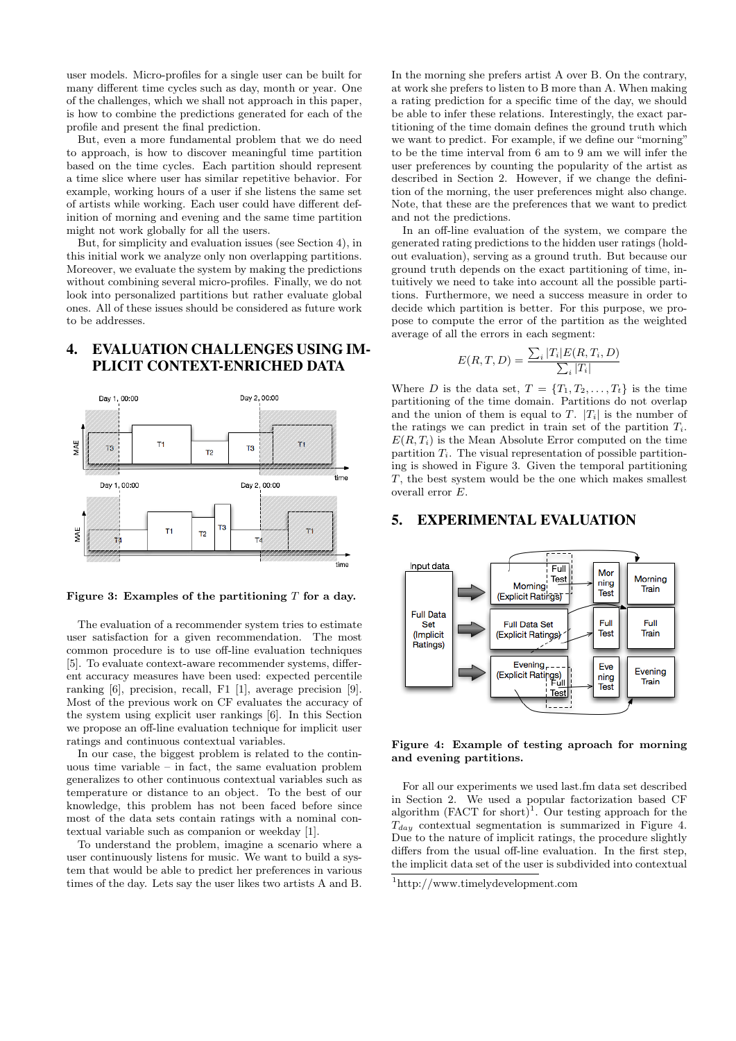user models. Micro-profiles for a single user can be built for many different time cycles such as day, month or year. One of the challenges, which we shall not approach in this paper, is how to combine the predictions generated for each of the profile and present the final prediction.

But, even a more fundamental problem that we do need to approach, is how to discover meaningful time partition based on the time cycles. Each partition should represent a time slice where user has similar repetitive behavior. For example, working hours of a user if she listens the same set of artists while working. Each user could have different definition of morning and evening and the same time partition might not work globally for all the users.

But, for simplicity and evaluation issues (see Section 4), in this initial work we analyze only non overlapping partitions. Moreover, we evaluate the system by making the predictions without combining several micro-profiles. Finally, we do not look into personalized partitions but rather evaluate global ones. All of these issues should be considered as future work to be addressed.

## 4. EVALUATION CHALLENGES USING IMPLICIT CONTEXT-ENRICHED DATA

**Figure 3: Examples of the partitioning $T$ for a day.**

The evaluation of a recommender system tries to estimate user satisfaction for a given recommendation. The most common procedure is to use off-line evaluation techniques [5]. To evaluate context-aware recommender systems, different accuracy measures have been used: expected percentile ranking [6], precision, recall, F1 [1], average precision [9]. Most of the previous work on CF evaluates the accuracy of the system using explicit user rankings [6]. In this Section we propose an off-line evaluation technique for implicit user ratings and continuous contextual variables.

In our case, the biggest problem is related to the continuous time variable – in fact, the same evaluation problem generalizes to other continuous contextual variables such as temperature or distance to an object. To the best of our knowledge, this problem has not been faced before since most of the data sets contain ratings with a nominal contextual variable such as companion or weekday [1].

To understand the problem, imagine a scenario where a user continuously listens for music. We want to build a system that would be able to predict her preferences in various times of the day. Lets say the user likes two artists A and B. In the morning she prefers artist A over B. On the contrary, at work she prefers to listen to B more than A. When making a rating prediction for a specific time of the day, we should be able to infer these relations. Interestingly, the exact partitioning of the time domain defines the ground truth which we want to predict. For example, if we define our "morning" to be the time interval from 6 am to 9 am we will infer the user preferences by counting the popularity of the artist as described in Section 2. However, if we change the definition of the morning, the user preferences might also change. Note, that these are the preferences that we want to predict and not the predictions.

In an off-line evaluation of the system, we compare the generated rating predictions to the hidden user ratings (hold-out evaluation), serving as a ground truth. But because our ground truth depends on the exact partitioning of time, intuitively we need to take into account all the possible partitions. Furthermore, we need a success measure in order to decide which partition is better. For this purpose, we propose to compute the error of the partition as the weighted average of all the errors in each segment:

$$E(R, T, D) = \frac{\sum_i |T_i| E(R, T_i, D)}{\sum_i |T_i|}$$

Where $D$ is the data set, $T = \{T_1, T_2, \ldots, T_t\}$ is the time partitioning of the time domain. Partitions do not overlap and the union of them is equal to $T$. $|T_i|$ is the number of the ratings we can predict in train set of the partition $T_i$. $E(R, T_i)$ is the Mean Absolute Error computed on the time partition $T_i$. The visual representation of possible partitioning is showed in Figure 3. Given the temporal partitioning $T$, the best system would be the one which makes smallest overall error $E$.

## 5. EXPERIMENTAL EVALUATION

**Figure 4: Example of testing aproach for morning and evening partitions.**

For all our experiments we used last.fm data set described in Section 2. We used a popular factorization based CF algorithm (FACT for short)[1]. Our testing approach for the $T_{day}$ contextual segmentation is summarized in Figure 4. Due to the nature of implicit ratings, the procedure slightly differs from the usual off-line evaluation. In the first step, the implicit data set of the user is subdivided into contextual

[1] http://www.timelydevelopment.com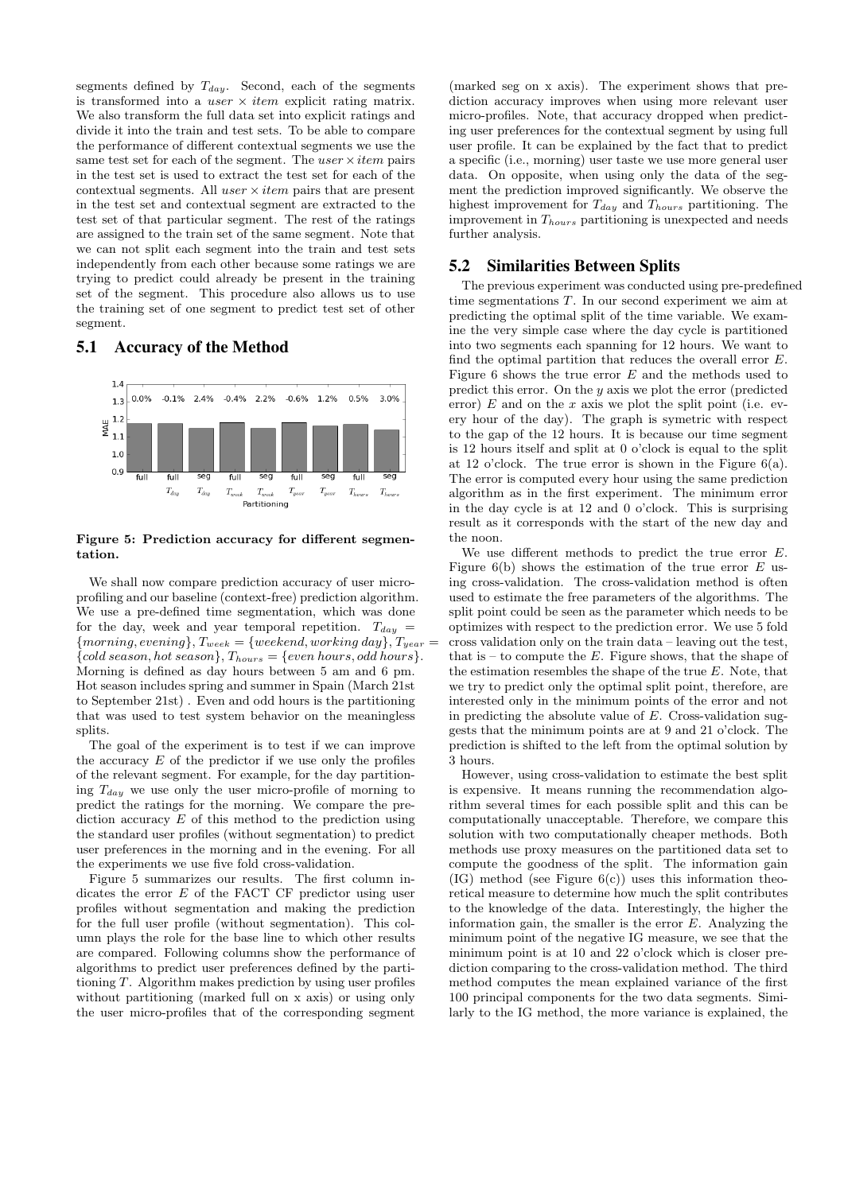segments defined by $T_{day}$. Second, each of the segments is transformed into a $user \times item$ explicit rating matrix. We also transform the full data set into explicit ratings and divide it into the train and test sets. To be able to compare the performance of different contextual segments we use the same test set for each of the segment. The $user \times item$ pairs in the test set is used to extract the test set for each of the contextual segments. All $user \times item$ pairs that are present in the test set and contextual segment are extracted to the test set of that particular segment. The rest of the ratings are assigned to the train set of the same segment. Note that we can not split each segment into the train and test sets independently from each other because some ratings we are trying to predict could already be present in the training set of the segment. This procedure also allows us to use the training set of one segment to predict test set of other segment.

## 5.1 Accuracy of the Method

**Figure 5: Prediction accuracy for different segmentation.**

We shall now compare prediction accuracy of user microprofiling and our baseline (context-free) prediction algorithm. We use a pre-defined time segmentation, which was done for the day, week and year temporal repetition. $T_{day} = \{morning, evening\}$, $T_{week} = \{weekend, working\ day\}$, $T_{year} = \{cold\ season, hot\ season\}$, $T_{hours} = \{even\ hours, odd\ hours\}$. Morning is defined as day hours between 5 am and 6 pm. Hot season includes spring and summer in Spain (March 21st to September 21st) . Even and odd hours is the partitioning that was used to test system behavior on the meaningless splits.

The goal of the experiment is to test if we can improve the accuracy $E$ of the predictor if we use only the profiles of the relevant segment. For example, for the day partitioning $T_{day}$ we use only the user micro-profile of morning to predict the ratings for the morning. We compare the prediction accuracy $E$ of this method to the prediction using the standard user profiles (without segmentation) to predict user preferences in the morning and in the evening. For all the experiments we use five fold cross-validation.

Figure 5 summarizes our results. The first column indicates the error $E$ of the FACT CF predictor using user profiles without segmentation and making the prediction for the full user profile (without segmentation). This column plays the role for the base line to which other results are compared. Following columns show the performance of algorithms to predict user preferences defined by the partitioning $T$. Algorithm makes prediction by using user profiles without partitioning (marked full on x axis) or using only the user micro-profiles that of the corresponding segment (marked seg on x axis). The experiment shows that prediction accuracy improves when using more relevant user micro-profiles. Note, that accuracy dropped when predicting user preferences for the contextual segment by using full user profile. It can be explained by the fact that to predict a specific (i.e., morning) user taste we use more general user data. On opposite, when using only the data of the segment the prediction improved significantly. We observe the highest improvement for $T_{day}$ and $T_{hours}$ partitioning. The improvement in $T_{hours}$ partitioning is unexpected and needs further analysis.

## 5.2 Similarities Between Splits

The previous experiment was conducted using pre-predefined time segmentations $T$. In our second experiment we aim at predicting the optimal split of the time variable. We examine the very simple case where the day cycle is partitioned into two segments each spanning for 12 hours. We want to find the optimal partition that reduces the overall error $E$. Figure 6 shows the true error $E$ and the methods used to predict this error. On the $y$ axis we plot the error (predicted error) $E$ and on the $x$ axis we plot the split point (i.e. every hour of the day). The graph is symetric with respect to the gap of the 12 hours. It is because our time segment is 12 hours itself and split at 0 o'clock is equal to the split at 12 o'clock. The true error is shown in the Figure 6(a). The error is computed every hour using the same prediction algorithm as in the first experiment. The minimum error in the day cycle is at 12 and 0 o'clock. This is surprising result as it corresponds with the start of the new day and the noon.

We use different methods to predict the true error $E$. Figure 6(b) shows the estimation of the true error $E$ using cross-validation. The cross-validation method is often used to estimate the free parameters of the algorithms. The split point could be seen as the parameter which needs to be optimizes with respect to the prediction error. We use 5 fold cross validation only on the train data – leaving out the test, that is – to compute the $E$. Figure shows, that the shape of the estimation resembles the shape of the true $E$. Note, that we try to predict only the optimal split point, therefore, are interested only in the minimum points of the error and not in predicting the absolute value of $E$. Cross-validation suggests that the minimum points are at 9 and 21 o'clock. The prediction is shifted to the left from the optimal solution by 3 hours.

However, using cross-validation to estimate the best split is expensive. It means running the recommendation algorithm several times for each possible split and this can be computationally unacceptable. Therefore, we compare this solution with two computationally cheaper methods. Both methods use proxy measures on the partitioned data set to compute the goodness of the split. The information gain (IG) method (see Figure 6(c)) uses this information theoretical measure to determine how much the split contributes to the knowledge of the data. Interestingly, the higher the information gain, the smaller is the error $E$. Analyzing the minimum point of the negative IG measure, we see that the minimum point is at 10 and 22 o'clock which is closer prediction comparing to the cross-validation method. The third method computes the mean explained variance of the first 100 principal components for the two data segments. Similarly to the IG method, the more variance is explained, the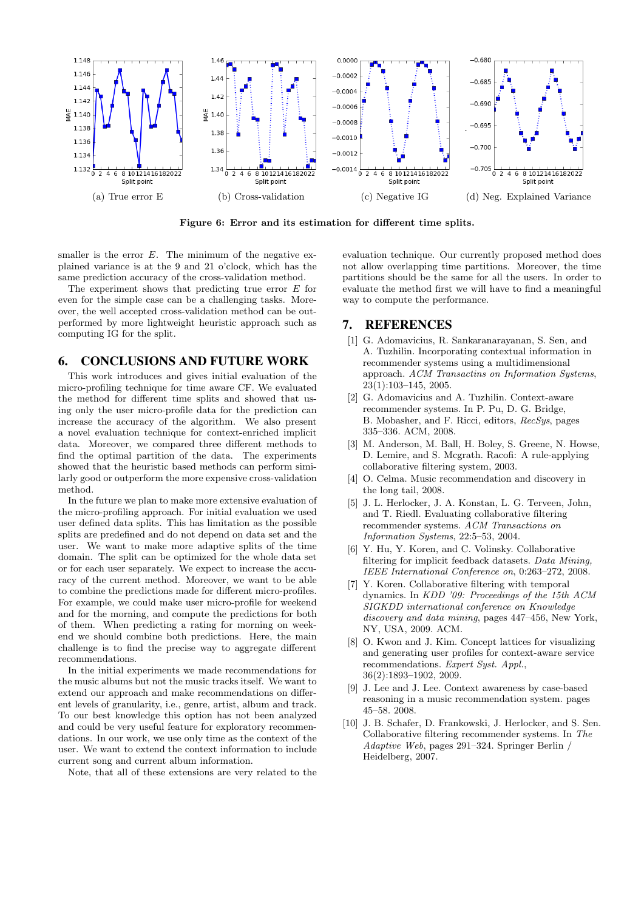1.148
1.146
1.144
1.142
MAE 1.140
1.138
1.136
1.134
1.132
0 2 4 6 8 10 12 14 16 18 20 22
Split point

(a) True error E

1.46
1.44
1.42
MAE 1.40
1.38
1.36
1.34
0 2 4 6 8 10 12 14 16 18 20 22
Split point

(b) Cross-validation

0.0000
−0.0002
−0.0004
−0.0006
−0.0008
−0.0010
−0.0012
−0.0014
0 2 4 6 8 10 12 14 16 18 20 22
Split point

(c) Negative IG

−0.680
−0.685
−0.690
−0.695
−0.700
−0.705
0 2 4 6 8 10 12 14 16 18 20 22
Split point

(d) Neg. Explained Variance

**Figure 6: Error and its estimation for different time splits.**

smaller is the error $E$. The minimum of the negative explained variance is at the 9 and 21 o'clock, which has the same prediction accuracy of the cross-validation method.

The experiment shows that predicting true error $E$ for even for the simple case can be a challenging tasks. Moreover, the well accepted cross-validation method can be outperformed by more lightweight heuristic approach such as computing IG for the split.

## 6. CONCLUSIONS AND FUTURE WORK

This work introduces and gives initial evaluation of the micro-profiling technique for time aware CF. We evaluated the method for different time splits and showed that using only the user micro-profile data for the prediction can increase the accuracy of the algorithm. We also present a novel evaluation technique for context-enriched implicit data. Moreover, we compared three different methods to find the optimal partition of the data. The experiments showed that the heuristic based methods can perform similarly good or outperform the more expensive cross-validation method.

In the future we plan to make more extensive evaluation of the micro-profiling approach. For initial evaluation we used user defined data splits. This has limitation as the possible splits are predefined and do not depend on data set and the user. We want to make more adaptive splits of the time domain. The split can be optimized for the whole data set or for each user separately. We expect to increase the accuracy of the current method. Moreover, we want to be able to combine the predictions made for different micro-profiles. For example, we could make user micro-profile for weekend and for the morning, and compute the predictions for both of them. When predicting a rating for morning on weekend we should combine both predictions. Here, the main challenge is to find the precise way to aggregate different recommendations.

In the initial experiments we made recommendations for the music albums but not the music tracks itself. We want to extend our approach and make recommendations on different levels of granularity, i.e., genre, artist, album and track. To our best knowledge this option has not been analyzed and could be very useful feature for exploratory recommendations. In our work, we use only time as the context of the user. We want to extend the context information to include current song and current album information.

Note, that all of these extensions are very related to the evaluation technique. Our currently proposed method does not allow overlapping time partitions. Moreover, the time partitions should be the same for all the users. In order to evaluate the method first we will have to find a meaningful way to compute the performance.

## 7. REFERENCES

[1] G. Adomavicius, R. Sankaranarayanan, S. Sen, and A. Tuzhilin. Incorporating contextual information in recommender systems using a multidimensional approach. *ACM Transactins on Information Systems*, 23(1):103–145, 2005.

[2] G. Adomavicius and A. Tuzhilin. Context-aware recommender systems. In P. Pu, D. G. Bridge, B. Mobasher, and F. Ricci, editors, *RecSys*, pages 335–336. ACM, 2008.

[3] M. Anderson, M. Ball, H. Boley, S. Greene, N. Howse, D. Lemire, and S. Mcgrath. Racofi: A rule-applying collaborative filtering system, 2003.

[4] O. Celma. Music recommendation and discovery in the long tail, 2008.

[5] J. L. Herlocker, J. A. Konstan, L. G. Terveen, John, and T. Riedl. Evaluating collaborative filtering recommender systems. *ACM Transactions on Information Systems*, 22:5–53, 2004.

[6] Y. Hu, Y. Koren, and C. Volinsky. Collaborative filtering for implicit feedback datasets. *Data Mining, IEEE International Conference on*, 0:263–272, 2008.

[7] Y. Koren. Collaborative filtering with temporal dynamics. In *KDD '09: Proceedings of the 15th ACM SIGKDD international conference on Knowledge discovery and data mining*, pages 447–456, New York, NY, USA, 2009. ACM.

[8] O. Kwon and J. Kim. Concept lattices for visualizing and generating user profiles for context-aware service recommendations. *Expert Syst. Appl.*, 36(2):1893–1902, 2009.

[9] J. Lee and J. Lee. Context awareness by case-based reasoning in a music recommendation system. pages 45–58. 2008.

[10] J. B. Schafer, D. Frankowski, J. Herlocker, and S. Sen. Collaborative filtering recommender systems. In *The Adaptive Web*, pages 291–324. Springer Berlin / Heidelberg, 2007.